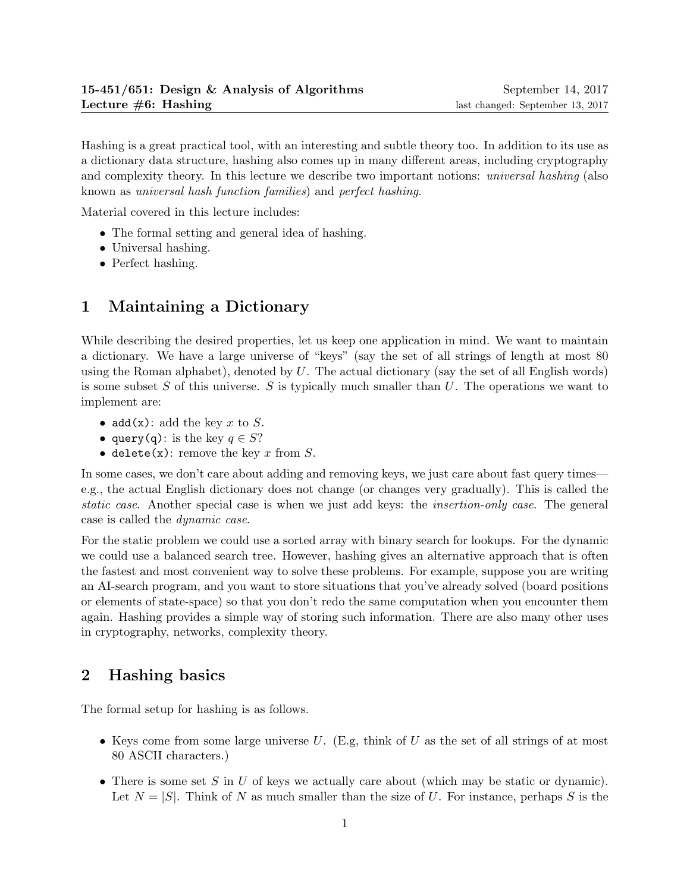**15-451/651: Design & Analysis of Algorithms** September 14, 2017
**Lecture #6: Hashing** last changed: September 13, 2017

Hashing is a great practical tool, with an interesting and subtle theory too. In addition to its use as a dictionary data structure, hashing also comes up in many different areas, including cryptography and complexity theory. In this lecture we describe two important notions: *universal hashing* (also known as *universal hash function families*) and *perfect hashing*.

Material covered in this lecture includes:

- The formal setting and general idea of hashing.
- Universal hashing.
- Perfect hashing.

# 1 Maintaining a Dictionary

While describing the desired properties, let us keep one application in mind. We want to maintain a dictionary. We have a large universe of "keys" (say the set of all strings of length at most 80 using the Roman alphabet), denoted by $U$. The actual dictionary (say the set of all English words) is some subset $S$ of this universe. $S$ is typically much smaller than $U$. The operations we want to implement are:

- `add(x)`: add the key $x$ to $S$.
- `query(q)`: is the key $q \in S$?
- `delete(x)`: remove the key $x$ from $S$.

In some cases, we don't care about adding and removing keys, we just care about fast query times—e.g., the actual English dictionary does not change (or changes very gradually). This is called the *static case*. Another special case is when we just add keys: the *insertion-only case*. The general case is called the *dynamic case*.

For the static problem we could use a sorted array with binary search for lookups. For the dynamic we could use a balanced search tree. However, hashing gives an alternative approach that is often the fastest and most convenient way to solve these problems. For example, suppose you are writing an AI-search program, and you want to store situations that you've already solved (board positions or elements of state-space) so that you don't redo the same computation when you encounter them again. Hashing provides a simple way of storing such information. There are also many other uses in cryptography, networks, complexity theory.

# 2 Hashing basics

The formal setup for hashing is as follows.

- Keys come from some large universe $U$. (E.g, think of $U$ as the set of all strings of at most 80 ASCII characters.)
- There is some set $S$ in $U$ of keys we actually care about (which may be static or dynamic). Let $N = |S|$. Think of $N$ as much smaller than the size of $U$. For instance, perhaps $S$ is the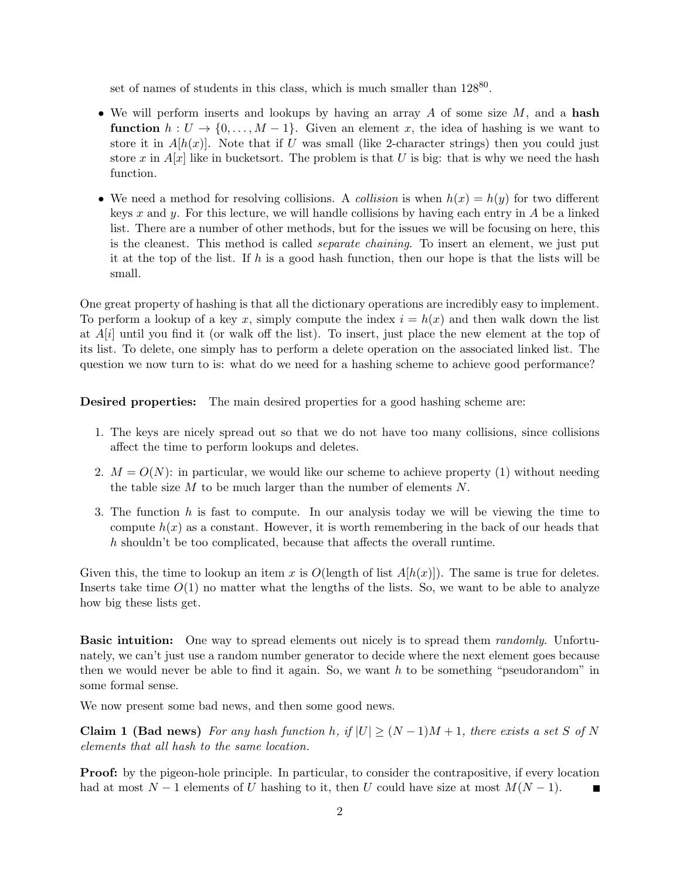set of names of students in this class, which is much smaller than $128^{80}$.

- We will perform inserts and lookups by having an array $A$ of some size $M$, and a **hash function** $h : U \to \{0, \ldots, M-1\}$. Given an element $x$, the idea of hashing is we want to store it in $A[h(x)]$. Note that if $U$ was small (like 2-character strings) then you could just store $x$ in $A[x]$ like in bucketsort. The problem is that $U$ is big: that is why we need the hash function.

- We need a method for resolving collisions. A *collision* is when $h(x) = h(y)$ for two different keys $x$ and $y$. For this lecture, we will handle collisions by having each entry in $A$ be a linked list. There are a number of other methods, but for the issues we will be focusing on here, this is the cleanest. This method is called *separate chaining*. To insert an element, we just put it at the top of the list. If $h$ is a good hash function, then our hope is that the lists will be small.

One great property of hashing is that all the dictionary operations are incredibly easy to implement. To perform a lookup of a key $x$, simply compute the index $i = h(x)$ and then walk down the list at $A[i]$ until you find it (or walk off the list). To insert, just place the new element at the top of its list. To delete, one simply has to perform a delete operation on the associated linked list. The question we now turn to is: what do we need for a hashing scheme to achieve good performance?

**Desired properties:** The main desired properties for a good hashing scheme are:

1. The keys are nicely spread out so that we do not have too many collisions, since collisions affect the time to perform lookups and deletes.
2. $M = O(N)$: in particular, we would like our scheme to achieve property (1) without needing the table size $M$ to be much larger than the number of elements $N$.
3. The function $h$ is fast to compute. In our analysis today we will be viewing the time to compute $h(x)$ as a constant. However, it is worth remembering in the back of our heads that $h$ shouldn't be too complicated, because that affects the overall runtime.

Given this, the time to lookup an item $x$ is $O(\text{length of list } A[h(x)])$. The same is true for deletes. Inserts take time $O(1)$ no matter what the lengths of the lists. So, we want to be able to analyze how big these lists get.

**Basic intuition:** One way to spread elements out nicely is to spread them *randomly*. Unfortunately, we can't just use a random number generator to decide where the next element goes because then we would never be able to find it again. So, we want $h$ to be something "pseudorandom" in some formal sense.

We now present some bad news, and then some good news.

**Claim 1 (Bad news)** *For any hash function $h$, if $|U| \geq (N-1)M + 1$, there exists a set $S$ of $N$ elements that all hash to the same location.*

**Proof:** by the pigeon-hole principle. In particular, to consider the contrapositive, if every location had at most $N-1$ elements of $U$ hashing to it, then $U$ could have size at most $M(N-1)$. ■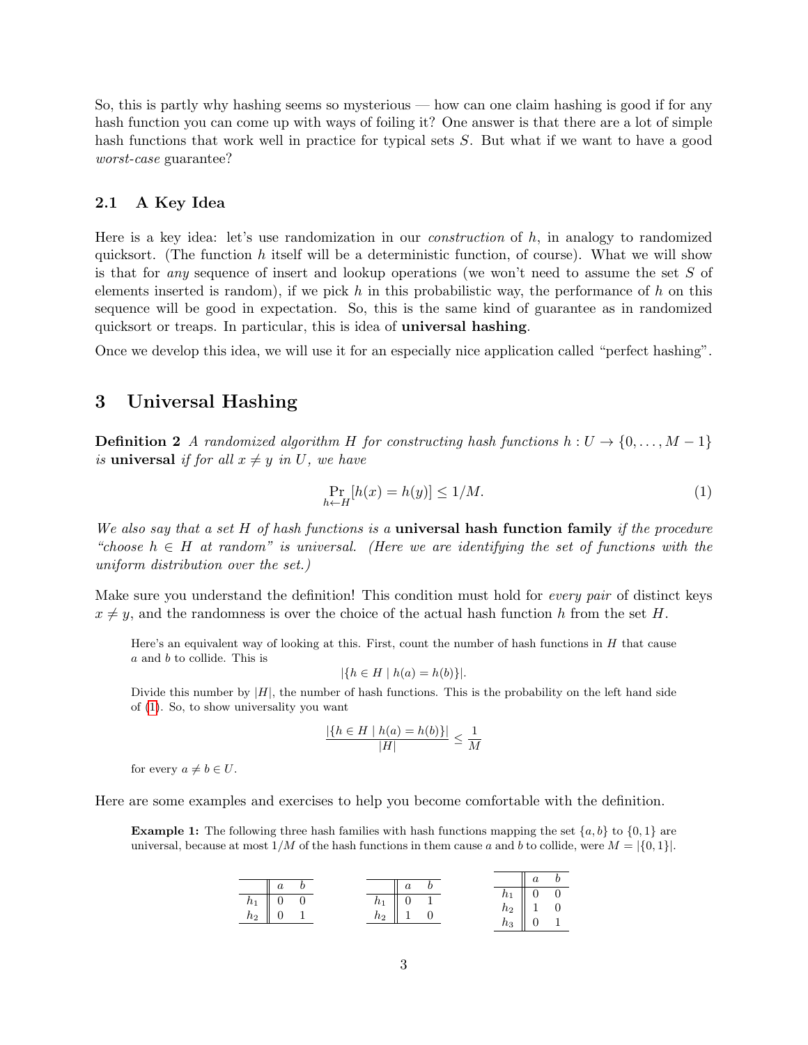So, this is partly why hashing seems so mysterious — how can one claim hashing is good if for any hash function you can come up with ways of foiling it? One answer is that there are a lot of simple hash functions that work well in practice for typical sets $S$. But what if we want to have a good *worst-case* guarantee?

### 2.1 A Key Idea

Here is a key idea: let's use randomization in our *construction* of $h$, in analogy to randomized quicksort. (The function $h$ itself will be a deterministic function, of course). What we will show is that for *any* sequence of insert and lookup operations (we won't need to assume the set $S$ of elements inserted is random), if we pick $h$ in this probabilistic way, the performance of $h$ on this sequence will be good in expectation. So, this is the same kind of guarantee as in randomized quicksort or treaps. In particular, this is idea of **universal hashing**.

Once we develop this idea, we will use it for an especially nice application called "perfect hashing".

## 3 Universal Hashing

**Definition 2** *A randomized algorithm $H$ for constructing hash functions $h : U \to \{0, \ldots, M-1\}$ is* **universal** *if for all $x \neq y$ in $U$, we have*

$$\Pr_{h \leftarrow H}[h(x) = h(y)] \leq 1/M. \tag{1}$$

*We also say that a set $H$ of hash functions is a* **universal hash function family** *if the procedure "choose $h \in H$ at random" is universal. (Here we are identifying the set of functions with the uniform distribution over the set.)*

Make sure you understand the definition! This condition must hold for *every pair* of distinct keys $x \neq y$, and the randomness is over the choice of the actual hash function $h$ from the set $H$.

Here's an equivalent way of looking at this. First, count the number of hash functions in $H$ that cause $a$ and $b$ to collide. This is

$$|\{h \in H \mid h(a) = h(b)\}|.$$

Divide this number by $|H|$, the number of hash functions. This is the probability on the left hand side of (1). So, to show universality you want

$$\frac{|\{h \in H \mid h(a) = h(b)\}|}{|H|} \leq \frac{1}{M}$$

for every $a \neq b \in U$.

Here are some examples and exercises to help you become comfortable with the definition.

**Example 1:** The following three hash families with hash functions mapping the set $\{a, b\}$ to $\{0, 1\}$ are universal, because at most $1/M$ of the hash functions in them cause $a$ and $b$ to collide, were $M = |\{0, 1\}|$.

| | $a$ | $b$ |
|---|---|---|
| $h_1$ | 0 | 0 |
| $h_2$ | 0 | 1 |

| | $a$ | $b$ |
|---|---|---|
| $h_1$ | 0 | 1 |
| $h_2$ | 1 | 0 |

| | $a$ | $b$ |
|---|---|---|
| $h_1$ | 0 | 0 |
| $h_2$ | 1 | 0 |
| $h_3$ | 0 | 1 |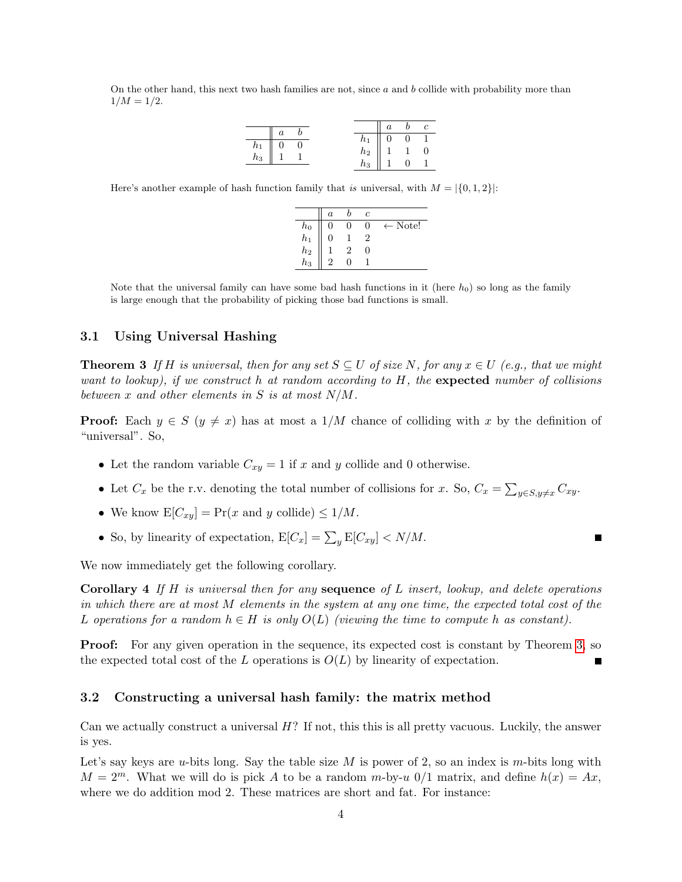On the other hand, this next two hash families are not, since $a$ and $b$ collide with probability more than $1/M = 1/2$.

| | $a$ | $b$ |
|---|---|---|
| $h_1$ | 0 | 0 |
| $h_3$ | 1 | 1 |

| | $a$ | $b$ | $c$ |
|---|---|---|---|
| $h_1$ | 0 | 0 | 1 |
| $h_2$ | 1 | 1 | 0 |
| $h_3$ | 1 | 0 | 1 |

Here's another example of hash function family that *is* universal, with $M = |\{0, 1, 2\}|$:

| | $a$ | $b$ | $c$ | |
|---|---|---|---|---|
| $h_0$ | 0 | 0 | 0 | ← Note! |
| $h_1$ | 0 | 1 | 2 | |
| $h_2$ | 1 | 2 | 0 | |
| $h_3$ | 2 | 0 | 1 | |

Note that the universal family can have some bad hash functions in it (here $h_0$) so long as the family is large enough that the probability of picking those bad functions is small.

### 3.1 Using Universal Hashing

**Theorem 3** *If $H$ is universal, then for any set $S \subseteq U$ of size $N$, for any $x \in U$ (e.g., that we might want to lookup), if we construct $h$ at random according to $H$, the* **expected** *number of collisions between $x$ and other elements in $S$ is at most $N/M$.*

**Proof:** Each $y \in S$ ($y \neq x$) has at most a $1/M$ chance of colliding with $x$ by the definition of "universal". So,

- Let the random variable $C_{xy} = 1$ if $x$ and $y$ collide and 0 otherwise.
- Let $C_x$ be the r.v. denoting the total number of collisions for $x$. So, $C_x = \sum_{y \in S, y \neq x} C_{xy}$.
- We know $\mathrm{E}[C_{xy}] = \Pr(x \text{ and } y \text{ collide}) \leq 1/M$.
- So, by linearity of expectation, $\mathrm{E}[C_x] = \sum_y \mathrm{E}[C_{xy}] < N/M$. ■

We now immediately get the following corollary.

**Corollary 4** *If $H$ is universal then for any* **sequence** *of $L$ insert, lookup, and delete operations in which there are at most $M$ elements in the system at any one time, the expected total cost of the $L$ operations for a random $h \in H$ is only $O(L)$ (viewing the time to compute $h$ as constant).*

**Proof:** For any given operation in the sequence, its expected cost is constant by Theorem 3, so the expected total cost of the $L$ operations is $O(L)$ by linearity of expectation. ■

### 3.2 Constructing a universal hash family: the matrix method

Can we actually construct a universal $H$? If not, this this is all pretty vacuous. Luckily, the answer is yes.

Let's say keys are $u$-bits long. Say the table size $M$ is power of 2, so an index is $m$-bits long with $M = 2^m$. What we will do is pick $A$ to be a random $m$-by-$u$ 0/1 matrix, and define $h(x) = Ax$, where we do addition mod 2. These matrices are short and fat. For instance: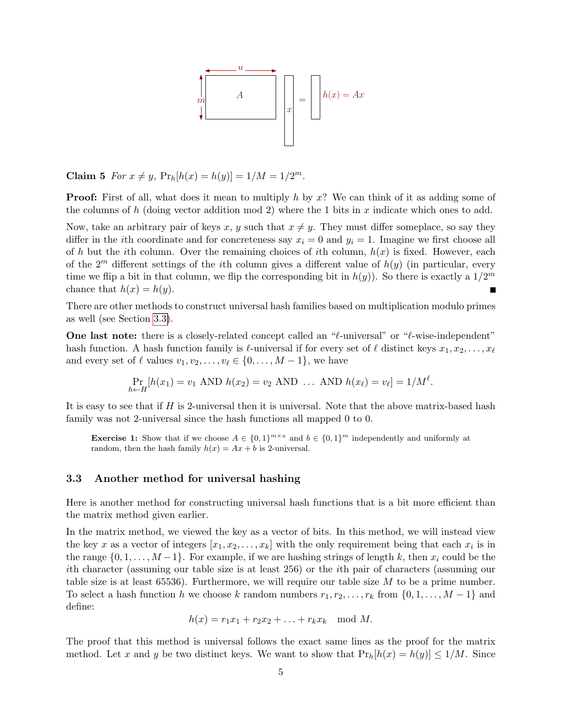**Claim 5** *For $x \neq y$, $\Pr_h[h(x) = h(y)] = 1/M = 1/2^m$.*

**Proof:** First of all, what does it mean to multiply $h$ by $x$? We can think of it as adding some of the columns of $h$ (doing vector addition mod 2) where the 1 bits in $x$ indicate which ones to add.

Now, take an arbitrary pair of keys $x$, $y$ such that $x \neq y$. They must differ someplace, so say they differ in the $i$th coordinate and for concreteness say $x_i = 0$ and $y_i = 1$. Imagine we first choose all of $h$ but the $i$th column. Over the remaining choices of $i$th column, $h(x)$ is fixed. However, each of the $2^m$ different settings of the $i$th column gives a different value of $h(y)$ (in particular, every time we flip a bit in that column, we flip the corresponding bit in $h(y)$). So there is exactly a $1/2^m$ chance that $h(x) = h(y)$. ■

There are other methods to construct universal hash families based on multiplication modulo primes as well (see Section 3.3).

**One last note:** there is a closely-related concept called an "$\ell$-universal" or "$\ell$-wise-independent" hash function. A hash function family is $\ell$-universal if for every set of $\ell$ distinct keys $x_1, x_2, \ldots, x_\ell$ and every set of $\ell$ values $v_1, v_2, \ldots, v_\ell \in \{0, \ldots, M-1\}$, we have

$$\Pr_{h \leftarrow H}[h(x_1) = v_1 \text{ AND } h(x_2) = v_2 \text{ AND } \ldots \text{ AND } h(x_\ell) = v_\ell] = 1/M^\ell.$$

It is easy to see that if $H$ is 2-universal then it is universal. Note that the above matrix-based hash family was not 2-universal since the hash functions all mapped 0 to 0.

> **Exercise 1:** Show that if we choose $A \in \{0,1\}^{m \times u}$ and $b \in \{0,1\}^m$ independently and uniformly at random, then the hash family $h(x) = Ax + b$ is 2-universal.

### 3.3 Another method for universal hashing

Here is another method for constructing universal hash functions that is a bit more efficient than the matrix method given earlier.

In the matrix method, we viewed the key as a vector of bits. In this method, we will instead view the key $x$ as a vector of integers $[x_1, x_2, \ldots, x_k]$ with the only requirement being that each $x_i$ is in the range $\{0, 1, \ldots, M-1\}$. For example, if we are hashing strings of length $k$, then $x_i$ could be the $i$th character (assuming our table size is at least 256) or the $i$th pair of characters (assuming our table size is at least 65536). Furthermore, we will require our table size $M$ to be a prime number. To select a hash function $h$ we choose $k$ random numbers $r_1, r_2, \ldots, r_k$ from $\{0, 1, \ldots, M-1\}$ and define:

$$h(x) = r_1 x_1 + r_2 x_2 + \ldots + r_k x_k \mod M.$$

The proof that this method is universal follows the exact same lines as the proof for the matrix method. Let $x$ and $y$ be two distinct keys. We want to show that $\Pr_h[h(x) = h(y)] \leq 1/M$. Since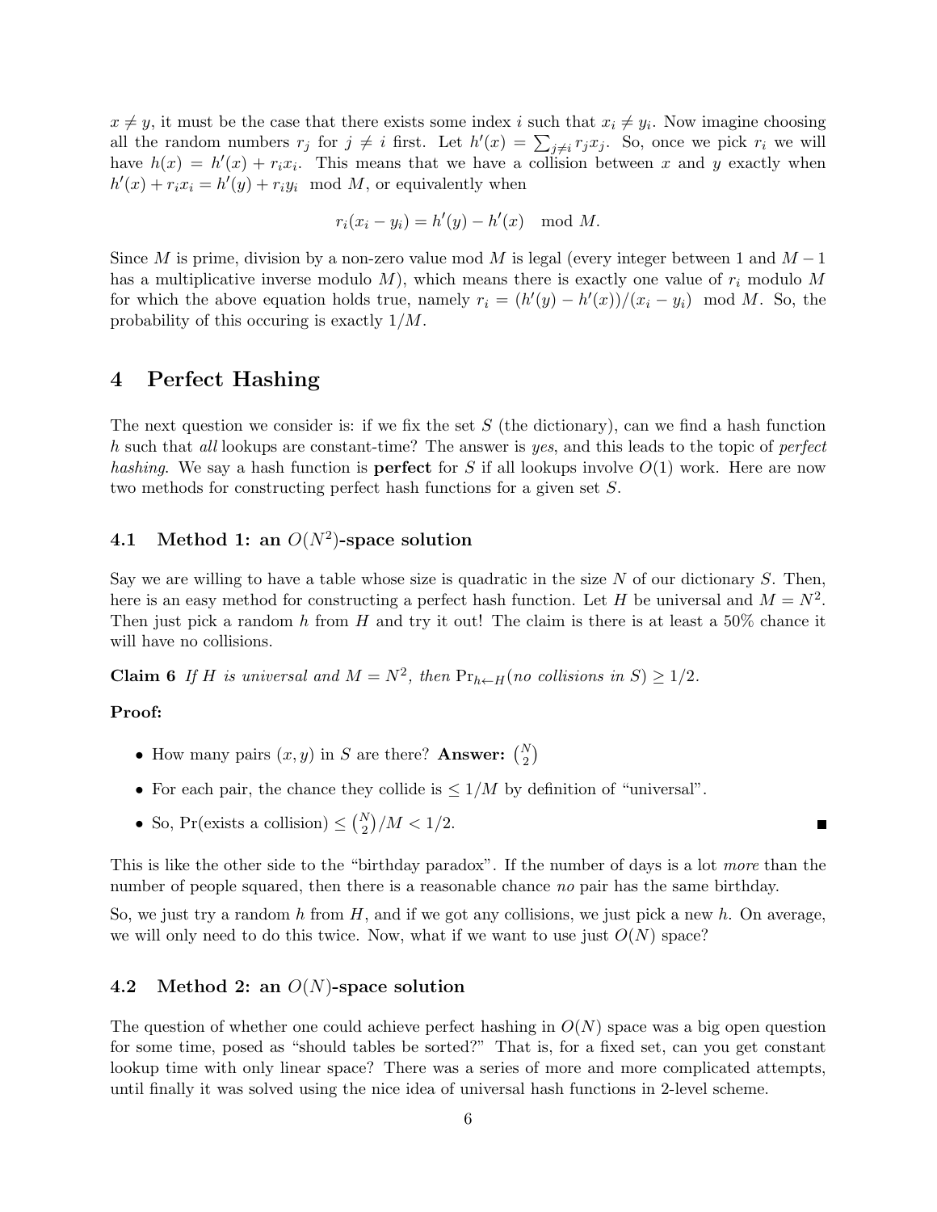$x \neq y$, it must be the case that there exists some index $i$ such that $x_i \neq y_i$. Now imagine choosing all the random numbers $r_j$ for $j \neq i$ first. Let $h'(x) = \sum_{j \neq i} r_j x_j$. So, once we pick $r_i$ we will have $h(x) = h'(x) + r_i x_i$. This means that we have a collision between $x$ and $y$ exactly when $h'(x) + r_i x_i = h'(y) + r_i y_i \mod M$, or equivalently when

$$r_i(x_i - y_i) = h'(y) - h'(x) \mod M.$$

Since $M$ is prime, division by a non-zero value mod $M$ is legal (every integer between 1 and $M - 1$ has a multiplicative inverse modulo $M$), which means there is exactly one value of $r_i$ modulo $M$ for which the above equation holds true, namely $r_i = (h'(y) - h'(x))/(x_i - y_i) \mod M$. So, the probability of this occuring is exactly $1/M$.

## 4 Perfect Hashing

The next question we consider is: if we fix the set $S$ (the dictionary), can we find a hash function $h$ such that *all* lookups are constant-time? The answer is *yes*, and this leads to the topic of *perfect hashing*. We say a hash function is **perfect** for $S$ if all lookups involve $O(1)$ work. Here are now two methods for constructing perfect hash functions for a given set $S$.

### 4.1 Method 1: an $O(N^2)$-space solution

Say we are willing to have a table whose size is quadratic in the size $N$ of our dictionary $S$. Then, here is an easy method for constructing a perfect hash function. Let $H$ be universal and $M = N^2$. Then just pick a random $h$ from $H$ and try it out! The claim is there is at least a 50% chance it will have no collisions.

**Claim 6** *If $H$ is universal and $M = N^2$, then $\Pr_{h \leftarrow H}$(no collisions in $S$) $\geq 1/2$.*

**Proof:**

- How many pairs $(x, y)$ in $S$ are there? **Answer:** $\binom{N}{2}$
- For each pair, the chance they collide is $\leq 1/M$ by definition of "universal".
- So, Pr(exists a collision) $\leq \binom{N}{2}/M < 1/2$. ■

This is like the other side to the "birthday paradox". If the number of days is a lot *more* than the number of people squared, then there is a reasonable chance *no* pair has the same birthday.

So, we just try a random $h$ from $H$, and if we got any collisions, we just pick a new $h$. On average, we will only need to do this twice. Now, what if we want to use just $O(N)$ space?

### 4.2 Method 2: an $O(N)$-space solution

The question of whether one could achieve perfect hashing in $O(N)$ space was a big open question for some time, posed as "should tables be sorted?" That is, for a fixed set, can you get constant lookup time with only linear space? There was a series of more and more complicated attempts, until finally it was solved using the nice idea of universal hash functions in 2-level scheme.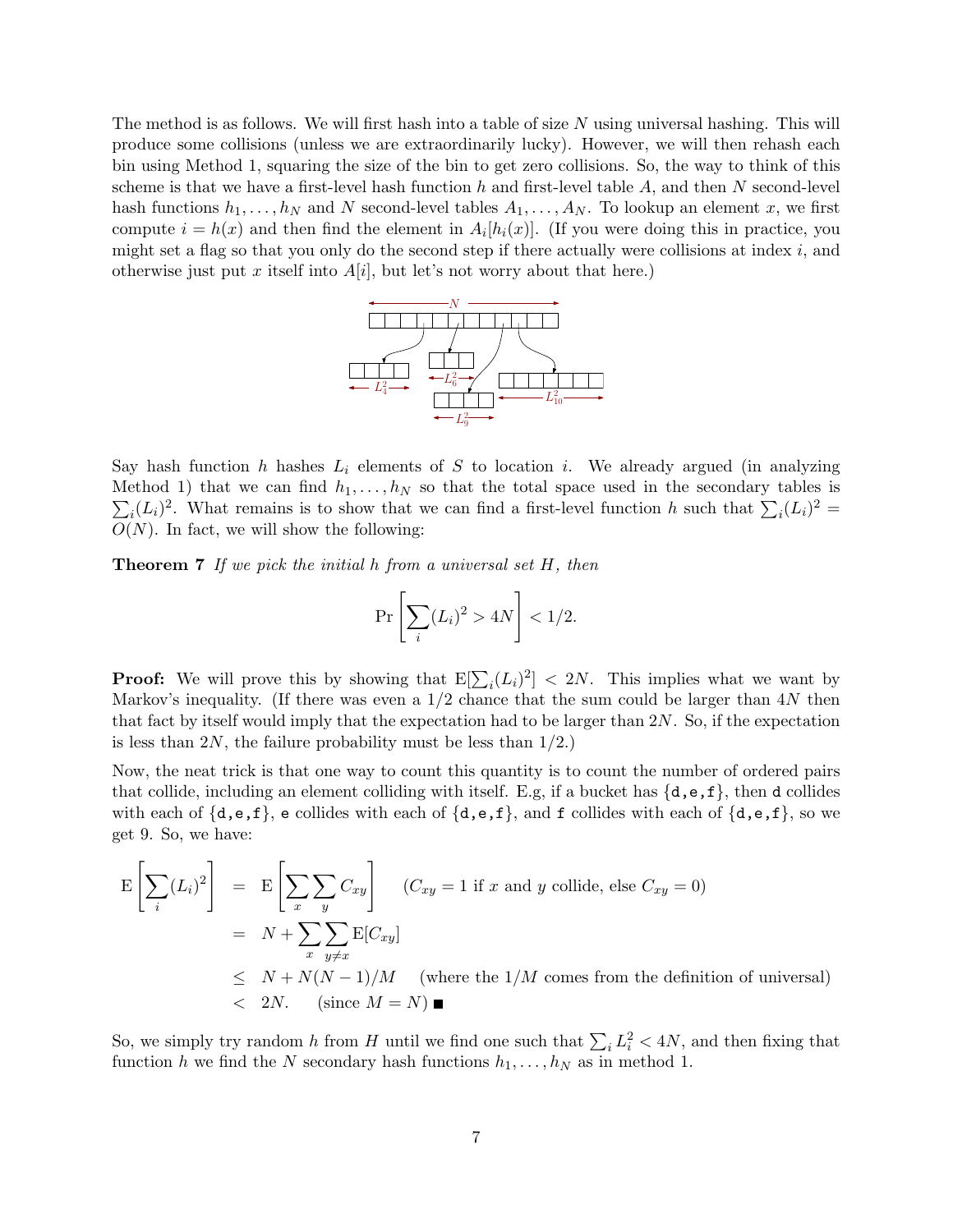The method is as follows. We will first hash into a table of size $N$ using universal hashing. This will produce some collisions (unless we are extraordinarily lucky). However, we will then rehash each bin using Method 1, squaring the size of the bin to get zero collisions. So, the way to think of this scheme is that we have a first-level hash function $h$ and first-level table $A$, and then $N$ second-level hash functions $h_1, \ldots, h_N$ and $N$ second-level tables $A_1, \ldots, A_N$. To lookup an element $x$, we first compute $i = h(x)$ and then find the element in $A_i[h_i(x)]$. (If you were doing this in practice, you might set a flag so that you only do the second step if there actually were collisions at index $i$, and otherwise just put $x$ itself into $A[i]$, but let's not worry about that here.)

N

$L_4^2$

$L_6^2$

$L_9^2$

$L_{10}^2$

Say hash function $h$ hashes $L_i$ elements of $S$ to location $i$. We already argued (in analyzing Method 1) that we can find $h_1, \ldots, h_N$ so that the total space used in the secondary tables is $\sum_i (L_i)^2$. What remains is to show that we can find a first-level function $h$ such that $\sum_i (L_i)^2 = O(N)$. In fact, we will show the following:

**Theorem 7** *If we pick the initial $h$ from a universal set $H$, then*

$$\Pr\left[\sum_i (L_i)^2 > 4N\right] < 1/2.$$

**Proof:** We will prove this by showing that $\mathrm{E}[\sum_i (L_i)^2] < 2N$. This implies what we want by Markov's inequality. (If there was even a 1/2 chance that the sum could be larger than $4N$ then that fact by itself would imply that the expectation had to be larger than $2N$. So, if the expectation is less than $2N$, the failure probability must be less than 1/2.)

Now, the neat trick is that one way to count this quantity is to count the number of ordered pairs that collide, including an element colliding with itself. E.g, if a bucket has {d,e,f}, then d collides with each of {d,e,f}, e collides with each of {d,e,f}, and f collides with each of {d,e,f}, so we get 9. So, we have:

$$
\begin{aligned}
\mathrm{E}\left[\sum_i (L_i)^2\right] &= \mathrm{E}\left[\sum_x \sum_y C_{xy}\right] \qquad (C_{xy} = 1 \text{ if } x \text{ and } y \text{ collide, else } C_{xy} = 0) \\
&= N + \sum_x \sum_{y \neq x} \mathrm{E}[C_{xy}] \\
&\leq N + N(N-1)/M \qquad \text{(where the } 1/M \text{ comes from the definition of universal)} \\
&< 2N. \qquad (\text{since } M = N) \ \blacksquare
\end{aligned}
$$

So, we simply try random $h$ from $H$ until we find one such that $\sum_i L_i^2 < 4N$, and then fixing that function $h$ we find the $N$ secondary hash functions $h_1, \ldots, h_N$ as in method 1.